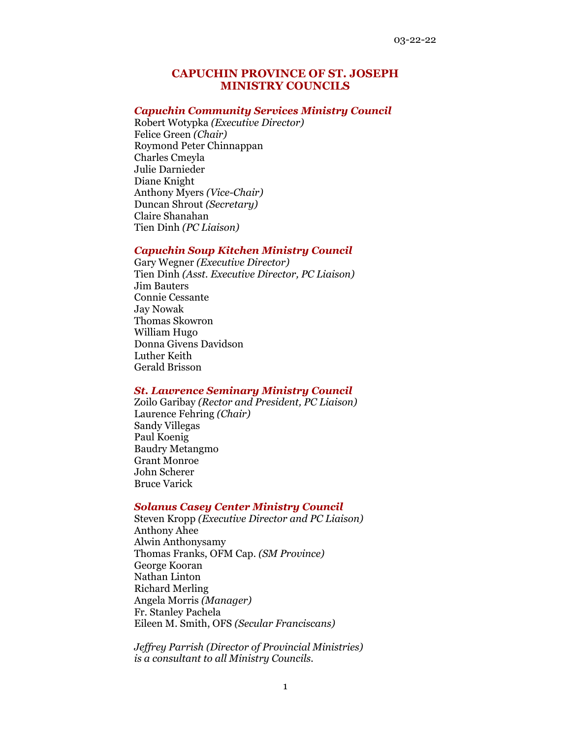03-22-22

# CAPUCHIN PROVINCE OF ST. JOSEPH
# MINISTRY COUNCILS

### *Capuchin Community Services Ministry Council*

Robert Wotypka *(Executive Director)*
Felice Green *(Chair)*
Roymond Peter Chinnappan
Charles Cmeyla
Julie Darnieder
Diane Knight
Anthony Myers *(Vice-Chair)*
Duncan Shrout *(Secretary)*
Claire Shanahan
Tien Dinh *(PC Liaison)*

### *Capuchin Soup Kitchen Ministry Council*

Gary Wegner *(Executive Director)*
Tien Dinh *(Asst. Executive Director, PC Liaison)*
Jim Bauters
Connie Cessante
Jay Nowak
Thomas Skowron
William Hugo
Donna Givens Davidson
Luther Keith
Gerald Brisson

### *St. Lawrence Seminary Ministry Council*

Zoilo Garibay *(Rector and President, PC Liaison)*
Laurence Fehring *(Chair)*
Sandy Villegas
Paul Koenig
Baudry Metangmo
Grant Monroe
John Scherer
Bruce Varick

### *Solanus Casey Center Ministry Council*

Steven Kropp *(Executive Director and PC Liaison)*
Anthony Ahee
Alwin Anthonysamy
Thomas Franks, OFM Cap. *(SM Province)*
George Kooran
Nathan Linton
Richard Merling
Angela Morris *(Manager)*
Fr. Stanley Pachela
Eileen M. Smith, OFS *(Secular Franciscans)*

*Jeffrey Parrish (Director of Provincial Ministries) is a consultant to all Ministry Councils.*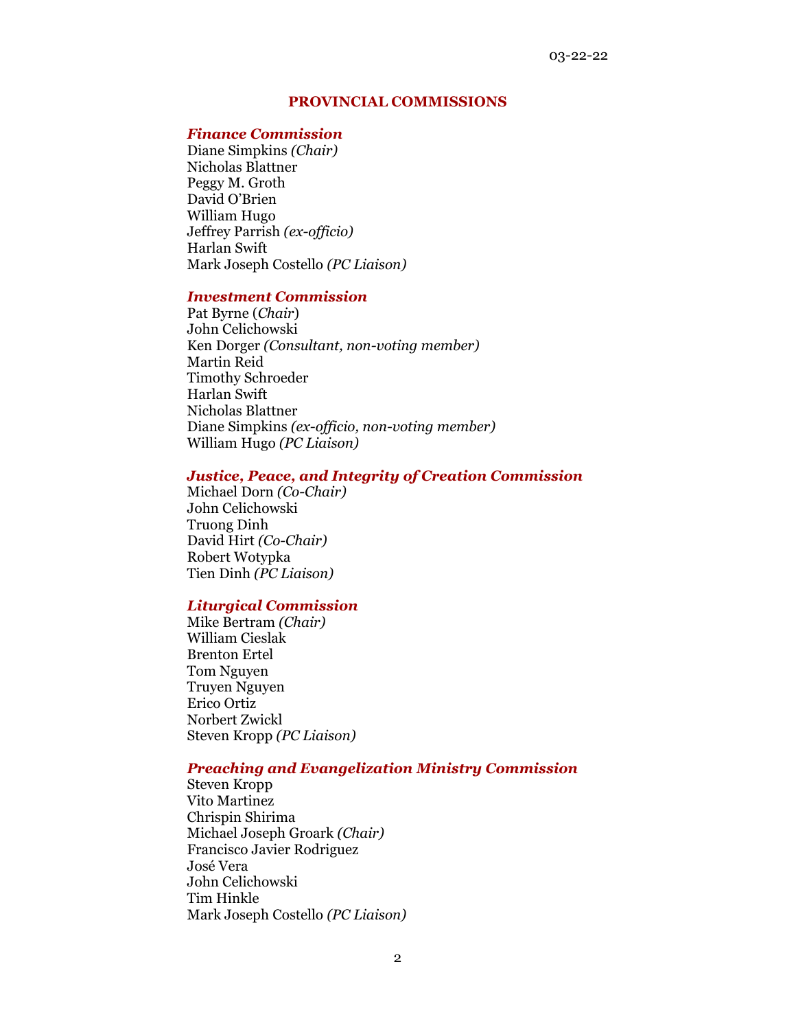# PROVINCIAL COMMISSIONS

### *Finance Commission*

Diane Simpkins *(Chair)*
Nicholas Blattner
Peggy M. Groth
David O'Brien
William Hugo
Jeffrey Parrish *(ex-officio)*
Harlan Swift
Mark Joseph Costello *(PC Liaison)*

### *Investment Commission*

Pat Byrne (*Chair*)
John Celichowski
Ken Dorger *(Consultant, non-voting member)*
Martin Reid
Timothy Schroeder
Harlan Swift
Nicholas Blattner
Diane Simpkins *(ex-officio, non-voting member)*
William Hugo *(PC Liaison)*

### *Justice, Peace, and Integrity of Creation Commission*

Michael Dorn *(Co-Chair)*
John Celichowski
Truong Dinh
David Hirt *(Co-Chair)*
Robert Wotypka
Tien Dinh *(PC Liaison)*

### *Liturgical Commission*

Mike Bertram *(Chair)*
William Cieslak
Brenton Ertel
Tom Nguyen
Truyen Nguyen
Erico Ortiz
Norbert Zwickl
Steven Kropp *(PC Liaison)*

### *Preaching and Evangelization Ministry Commission*

Steven Kropp
Vito Martinez
Chrispin Shirima
Michael Joseph Groark *(Chair)*
Francisco Javier Rodriguez
José Vera
John Celichowski
Tim Hinkle
Mark Joseph Costello *(PC Liaison)*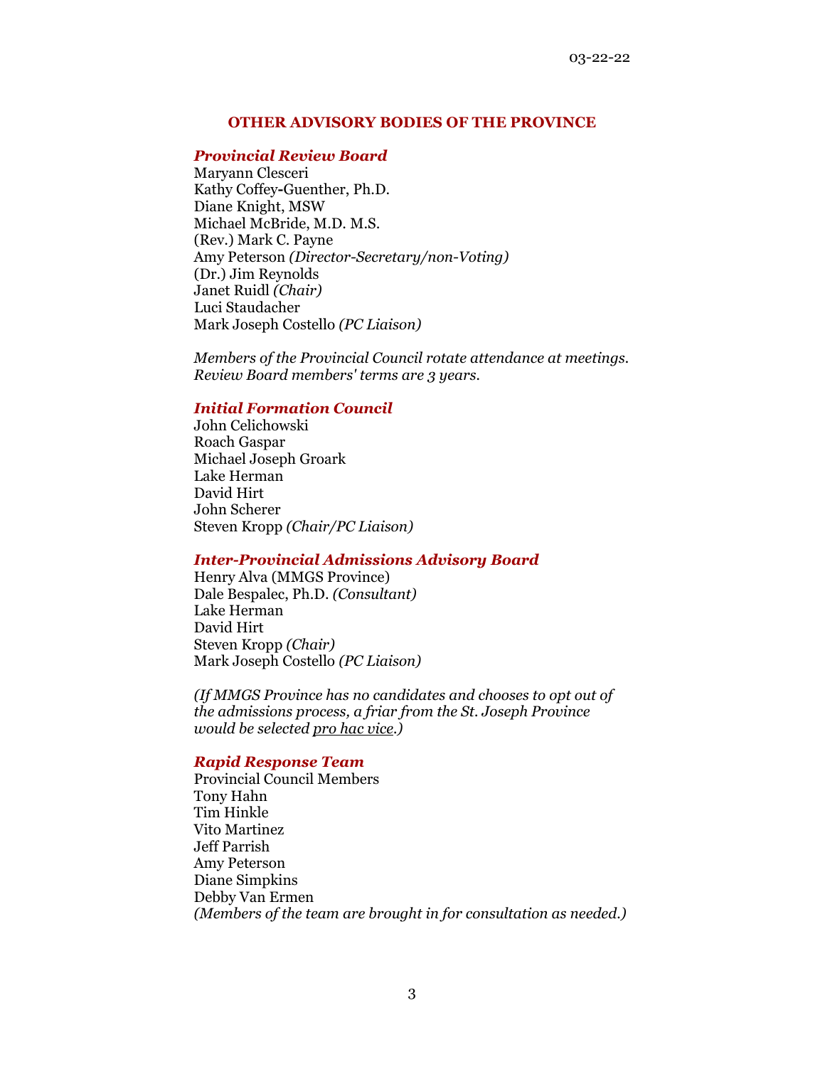03-22-22

## OTHER ADVISORY BODIES OF THE PROVINCE

### *Provincial Review Board*

Maryann Clesceri
Kathy Coffey-Guenther, Ph.D.
Diane Knight, MSW
Michael McBride, M.D. M.S.
(Rev.) Mark C. Payne
Amy Peterson *(Director-Secretary/non-Voting)*
(Dr.) Jim Reynolds
Janet Ruidl *(Chair)*
Luci Staudacher
Mark Joseph Costello *(PC Liaison)*

*Members of the Provincial Council rotate attendance at meetings. Review Board members' terms are 3 years.*

### *Initial Formation Council*

John Celichowski
Roach Gaspar
Michael Joseph Groark
Lake Herman
David Hirt
John Scherer
Steven Kropp *(Chair/PC Liaison)*

### *Inter-Provincial Admissions Advisory Board*

Henry Alva (MMGS Province)
Dale Bespalec, Ph.D. *(Consultant)*
Lake Herman
David Hirt
Steven Kropp *(Chair)*
Mark Joseph Costello *(PC Liaison)*

*(If MMGS Province has no candidates and chooses to opt out of the admissions process, a friar from the St. Joseph Province would be selected pro hac vice.)*

### *Rapid Response Team*

Provincial Council Members
Tony Hahn
Tim Hinkle
Vito Martinez
Jeff Parrish
Amy Peterson
Diane Simpkins
Debby Van Ermen
*(Members of the team are brought in for consultation as needed.)*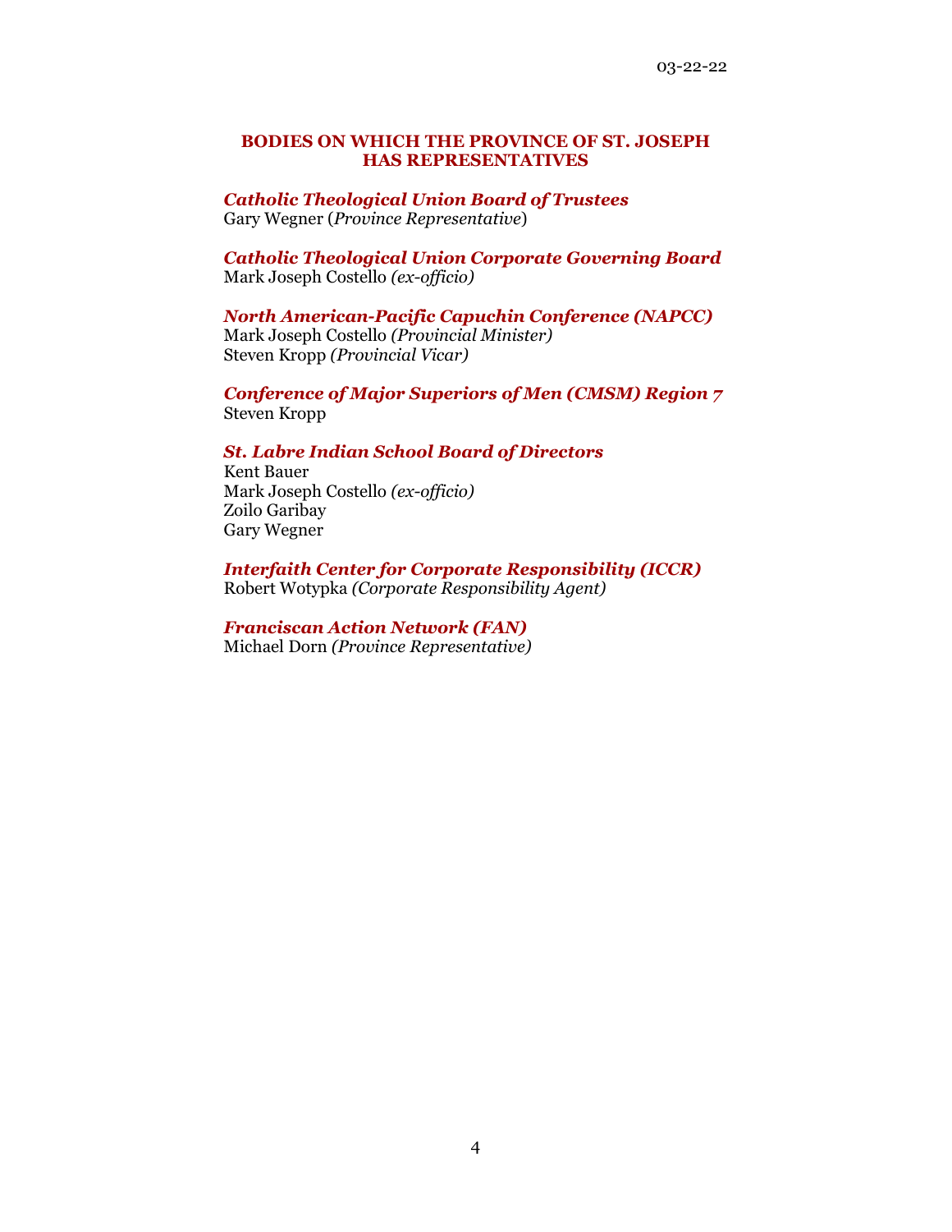03-22-22

## BODIES ON WHICH THE PROVINCE OF ST. JOSEPH HAS REPRESENTATIVES

***Catholic Theological Union Board of Trustees***
Gary Wegner (*Province Representative*)

***Catholic Theological Union Corporate Governing Board***
Mark Joseph Costello *(ex-officio)*

***North American-Pacific Capuchin Conference (NAPCC)***
Mark Joseph Costello *(Provincial Minister)*
Steven Kropp *(Provincial Vicar)*

***Conference of Major Superiors of Men (CMSM) Region 7***
Steven Kropp

***St. Labre Indian School Board of Directors***
Kent Bauer
Mark Joseph Costello *(ex-officio)*
Zoilo Garibay
Gary Wegner

***Interfaith Center for Corporate Responsibility (ICCR)***
Robert Wotypka *(Corporate Responsibility Agent)*

***Franciscan Action Network (FAN)***
Michael Dorn *(Province Representative)*